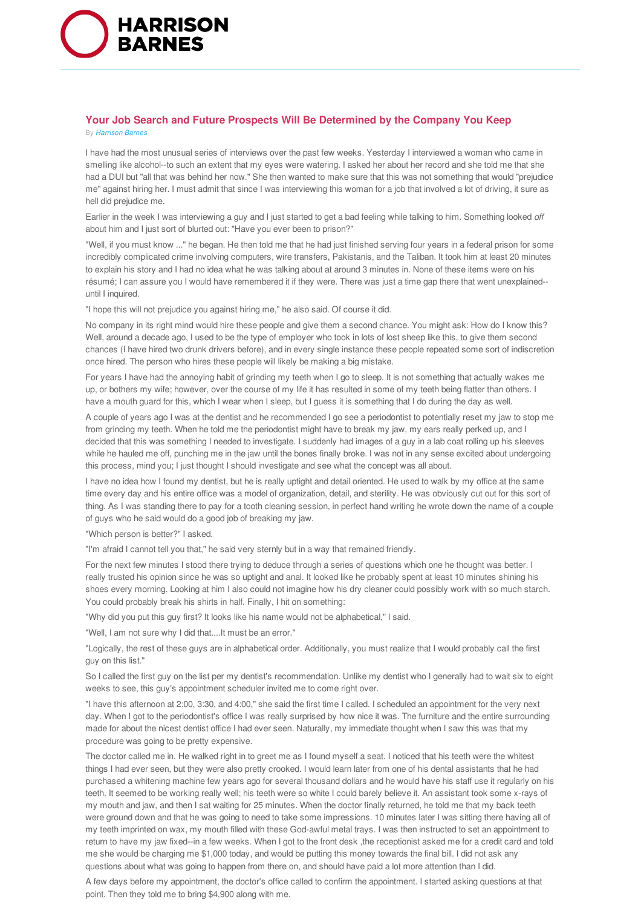# Your Job Search and Future Prospects Will Be Determined by the Company You Keep

By *Harrison Barnes*

I have had the most unusual series of interviews over the past few weeks. Yesterday I interviewed a woman who came in smelling like alcohol--to such an extent that my eyes were watering. I asked her about her record and she told me that she had a DUI but "all that was behind her now." She then wanted to make sure that this was not something that would "prejudice me" against hiring her. I must admit that since I was interviewing this woman for a job that involved a lot of driving, it sure as hell did prejudice me.

Earlier in the week I was interviewing a guy and I just started to get a bad feeling while talking to him. Something looked *off* about him and I just sort of blurted out: "Have you ever been to prison?"

"Well, if you must know ..." he began. He then told me that he had just finished serving four years in a federal prison for some incredibly complicated crime involving computers, wire transfers, Pakistanis, and the Taliban. It took him at least 20 minutes to explain his story and I had no idea what he was talking about at around 3 minutes in. None of these items were on his résumé; I can assure you I would have remembered it if they were. There was just a time gap there that went unexplained--until I inquired.

"I hope this will not prejudice you against hiring me," he also said. Of course it did.

No company in its right mind would hire these people and give them a second chance. You might ask: How do I know this? Well, around a decade ago, I used to be the type of employer who took in lots of lost sheep like this, to give them second chances (I have hired two drunk drivers before), and in every single instance these people repeated some sort of indiscretion once hired. The person who hires these people will likely be making a big mistake.

For years I have had the annoying habit of grinding my teeth when I go to sleep. It is not something that actually wakes me up, or bothers my wife; however, over the course of my life it has resulted in some of my teeth being flatter than others. I have a mouth guard for this, which I wear when I sleep, but I guess it is something that I do during the day as well.

A couple of years ago I was at the dentist and he recommended I go see a periodontist to potentially reset my jaw to stop me from grinding my teeth. When he told me the periodontist might have to break my jaw, my ears really perked up, and I decided that this was something I needed to investigate. I suddenly had images of a guy in a lab coat rolling up his sleeves while he hauled me off, punching me in the jaw until the bones finally broke. I was not in any sense excited about undergoing this process, mind you; I just thought I should investigate and see what the concept was all about.

I have no idea how I found my dentist, but he is really uptight and detail oriented. He used to walk by my office at the same time every day and his entire office was a model of organization, detail, and sterility. He was obviously cut out for this sort of thing. As I was standing there to pay for a tooth cleaning session, in perfect hand writing he wrote down the name of a couple of guys who he said would do a good job of breaking my jaw.

"Which person is better?" I asked.

"I'm afraid I cannot tell you that," he said very sternly but in a way that remained friendly.

For the next few minutes I stood there trying to deduce through a series of questions which one he thought was better. I really trusted his opinion since he was so uptight and anal. It looked like he probably spent at least 10 minutes shining his shoes every morning. Looking at him I also could not imagine how his dry cleaner could possibly work with so much starch. You could probably break his shirts in half. Finally, I hit on something:

"Why did you put this guy first? It looks like his name would not be alphabetical," I said.

"Well, I am not sure why I did that....It must be an error."

"Logically, the rest of these guys are in alphabetical order. Additionally, you must realize that I would probably call the first guy on this list."

So I called the first guy on the list per my dentist's recommendation. Unlike my dentist who I generally had to wait six to eight weeks to see, this guy's appointment scheduler invited me to come right over.

"I have this afternoon at 2:00, 3:30, and 4:00," she said the first time I called. I scheduled an appointment for the very next day. When I got to the periodontist's office I was really surprised by how nice it was. The furniture and the entire surrounding made for about the nicest dentist office I had ever seen. Naturally, my immediate thought when I saw this was that my procedure was going to be pretty expensive.

The doctor called me in. He walked right in to greet me as I found myself a seat. I noticed that his teeth were the whitest things I had ever seen, but they were also pretty crooked. I would learn later from one of his dental assistants that he had purchased a whitening machine few years ago for several thousand dollars and he would have his staff use it regularly on his teeth. It seemed to be working really well; his teeth were so white I could barely believe it. An assistant took some x-rays of my mouth and jaw, and then I sat waiting for 25 minutes. When the doctor finally returned, he told me that my back teeth were ground down and that he was going to need to take some impressions. 10 minutes later I was sitting there having all of my teeth imprinted on wax, my mouth filled with these God-awful metal trays. I was then instructed to set an appointment to return to have my jaw fixed--in a few weeks. When I got to the front desk ,the receptionist asked me for a credit card and told me she would be charging me $1,000 today, and would be putting this money towards the final bill. I did not ask any questions about what was going to happen from there on, and should have paid a lot more attention than I did.

A few days before my appointment, the doctor's office called to confirm the appointment. I started asking questions at that point. Then they told me to bring $4,900 along with me.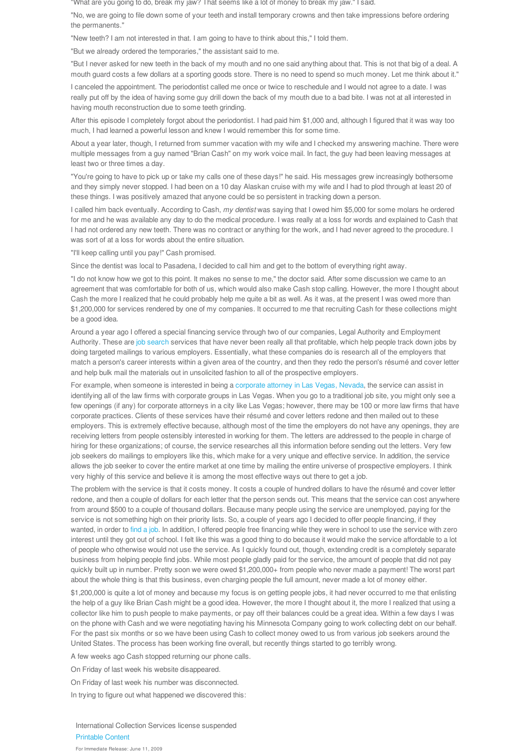"What are you going to do, break my jaw? That seems like a lot of money to break my jaw." I said.

"No, we are going to file down some of your teeth and install temporary crowns and then take impressions before ordering the permanents."

"New teeth? I am not interested in that. I am going to have to think about this," I told them.

"But we already ordered the temporaries," the assistant said to me.

"But I never asked for new teeth in the back of my mouth and no one said anything about that. This is not that big of a deal. A mouth guard costs a few dollars at a sporting goods store. There is no need to spend so much money. Let me think about it."

I canceled the appointment. The periodontist called me once or twice to reschedule and I would not agree to a date. I was really put off by the idea of having some guy drill down the back of my mouth due to a bad bite. I was not at all interested in having mouth reconstruction due to some teeth grinding.

After this episode I completely forgot about the periodontist. I had paid him $1,000 and, although I figured that it was way too much, I had learned a powerful lesson and knew I would remember this for some time.

About a year later, though, I returned from summer vacation with my wife and I checked my answering machine. There were multiple messages from a guy named "Brian Cash" on my work voice mail. In fact, the guy had been leaving messages at least two or three times a day.

"You're going to have to pick up or take my calls one of these days!" he said. His messages grew increasingly bothersome and they simply never stopped. I had been on a 10 day Alaskan cruise with my wife and I had to plod through at least 20 of these things. I was positively amazed that anyone could be so persistent in tracking down a person.

I called him back eventually. According to Cash, *my dentist* was saying that I owed him $5,000 for some molars he ordered for me and he was available any day to do the medical procedure. I was really at a loss for words and explained to Cash that I had not ordered any new teeth. There was no contract or anything for the work, and I had never agreed to the procedure. I was sort of at a loss for words about the entire situation.

"I'll keep calling until you pay!" Cash promised.

Since the dentist was local to Pasadena, I decided to call him and get to the bottom of everything right away.

"I do not know how we got to this point. It makes no sense to me," the doctor said. After some discussion we came to an agreement that was comfortable for both of us, which would also make Cash stop calling. However, the more I thought about Cash the more I realized that he could probably help me quite a bit as well. As it was, at the present I was owed more than $1,200,000 for services rendered by one of my companies. It occurred to me that recruiting Cash for these collections might be a good idea.

Around a year ago I offered a special financing service through two of our companies, Legal Authority and Employment Authority. These are job search services that have never been really all that profitable, which help people track down jobs by doing targeted mailings to various employers. Essentially, what these companies do is research all of the employers that match a person's career interests within a given area of the country, and then they redo the person's résumé and cover letter and help bulk mail the materials out in unsolicited fashion to all of the prospective employers.

For example, when someone is interested in being a corporate attorney in Las Vegas, Nevada, the service can assist in identifying all of the law firms with corporate groups in Las Vegas. When you go to a traditional job site, you might only see a few openings (if any) for corporate attorneys in a city like Las Vegas; however, there may be 100 or more law firms that have corporate practices. Clients of these services have their résumé and cover letters redone and then mailed out to these employers. This is extremely effective because, although most of the time the employers do not have any openings, they are receiving letters from people ostensibly interested in working for them. The letters are addressed to the people in charge of hiring for these organizations; of course, the service researches all this information before sending out the letters. Very few job seekers do mailings to employers like this, which make for a very unique and effective service. In addition, the service allows the job seeker to cover the entire market at one time by mailing the entire universe of prospective employers. I think very highly of this service and believe it is among the most effective ways out there to get a job.

The problem with the service is that it costs money. It costs a couple of hundred dollars to have the résumé and cover letter redone, and then a couple of dollars for each letter that the person sends out. This means that the service can cost anywhere from around $500 to a couple of thousand dollars. Because many people using the service are unemployed, paying for the service is not something high on their priority lists. So, a couple of years ago I decided to offer people financing, if they wanted, in order to find a job. In addition, I offered people free financing while they were in school to use the service with zero interest until they got out of school. I felt like this was a good thing to do because it would make the service affordable to a lot of people who otherwise would not use the service. As I quickly found out, though, extending credit is a completely separate business from helping people find jobs. While most people gladly paid for the service, the amount of people that did not pay quickly built up in number. Pretty soon we were owed $1,200,000+ from people who never made a payment! The worst part about the whole thing is that this business, even charging people the full amount, never made a lot of money either.

$1,200,000 is quite a lot of money and because my focus is on getting people jobs, it had never occurred to me that enlisting the help of a guy like Brian Cash might be a good idea. However, the more I thought about it, the more I realized that using a collector like him to push people to make payments, or pay off their balances could be a great idea. Within a few days I was on the phone with Cash and we were negotiating having his Minnesota Company going to work collecting debt on our behalf. For the past six months or so we have been using Cash to collect money owed to us from various job seekers around the United States. The process has been working fine overall, but recently things started to go terribly wrong.

A few weeks ago Cash stopped returning our phone calls.

On Friday of last week his website disappeared.

On Friday of last week his number was disconnected.

In trying to figure out what happened we discovered this:

International Collection Services license suspended

Printable Content

For Immediate Release: June 11, 2009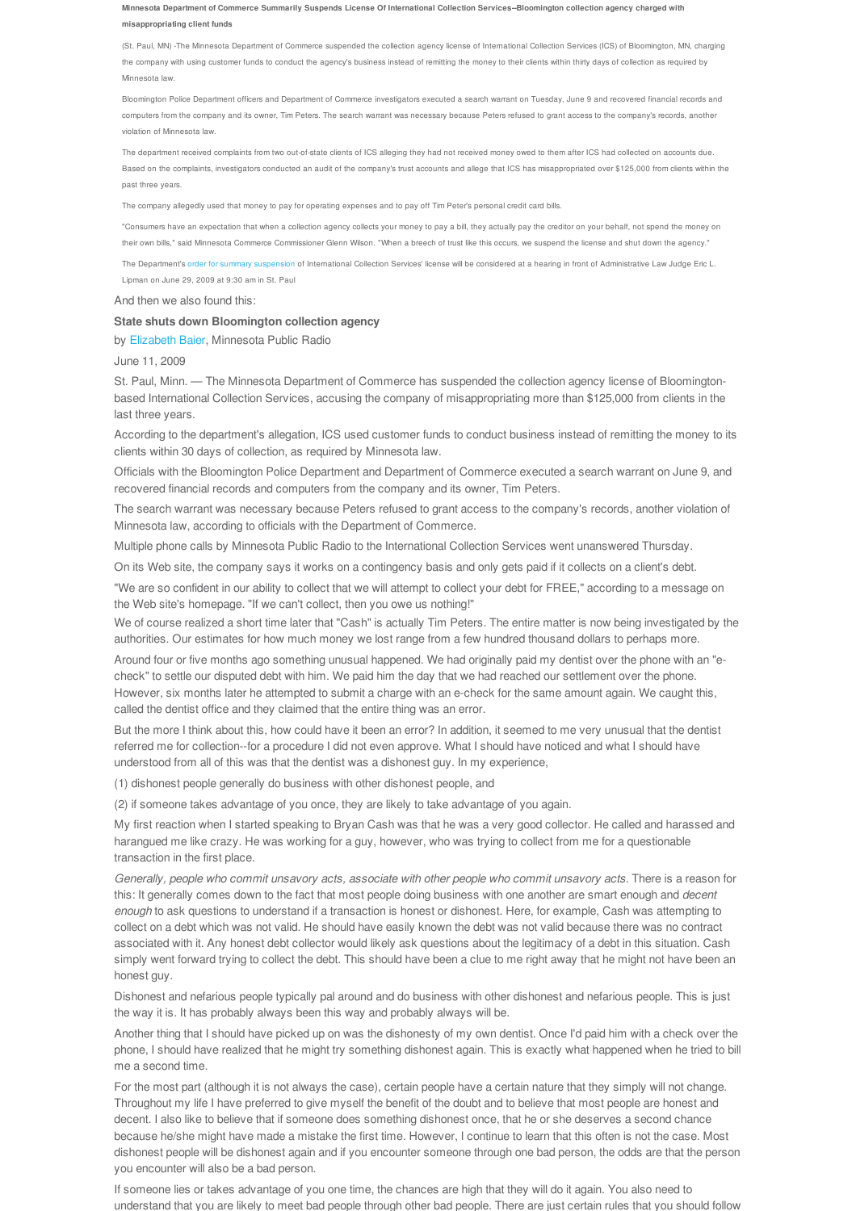**Minnesota Department of Commerce Summarily Suspends License Of International Collection Services--Bloomington collection agency charged with misappropriating client funds**

(St. Paul, MN) -The Minnesota Department of Commerce suspended the collection agency license of International Collection Services (ICS) of Bloomington, MN, charging the company with using customer funds to conduct the agency's business instead of remitting the money to their clients within thirty days of collection as required by Minnesota law.

Bloomington Police Department officers and Department of Commerce investigators executed a search warrant on Tuesday, June 9 and recovered financial records and computers from the company and its owner, Tim Peters. The search warrant was necessary because Peters refused to grant access to the company's records, another violation of Minnesota law.

The department received complaints from two out-of-state clients of ICS alleging they had not received money owed to them after ICS had collected on accounts due. Based on the complaints, investigators conducted an audit of the company's trust accounts and allege that ICS has misappropriated over $125,000 from clients within the past three years.

The company allegedly used that money to pay for operating expenses and to pay off Tim Peter's personal credit card bills.

"Consumers have an expectation that when a collection agency collects your money to pay a bill, they actually pay the creditor on your behalf, not spend the money on their own bills," said Minnesota Commerce Commissioner Glenn Wilson. "When a breech of trust like this occurs, we suspend the license and shut down the agency."

The Department's order for summary suspension of International Collection Services' license will be considered at a hearing in front of Administrative Law Judge Eric L. Lipman on June 29, 2009 at 9:30 am in St. Paul

And then we also found this:

**State shuts down Bloomington collection agency**

by Elizabeth Baier, Minnesota Public Radio

June 11, 2009

St. Paul, Minn. — The Minnesota Department of Commerce has suspended the collection agency license of Bloomington-based International Collection Services, accusing the company of misappropriating more than $125,000 from clients in the last three years.

According to the department's allegation, ICS used customer funds to conduct business instead of remitting the money to its clients within 30 days of collection, as required by Minnesota law.

Officials with the Bloomington Police Department and Department of Commerce executed a search warrant on June 9, and recovered financial records and computers from the company and its owner, Tim Peters.

The search warrant was necessary because Peters refused to grant access to the company's records, another violation of Minnesota law, according to officials with the Department of Commerce.

Multiple phone calls by Minnesota Public Radio to the International Collection Services went unanswered Thursday.

On its Web site, the company says it works on a contingency basis and only gets paid if it collects on a client's debt.

"We are so confident in our ability to collect that we will attempt to collect your debt for FREE," according to a message on the Web site's homepage. "If we can't collect, then you owe us nothing!"

We of course realized a short time later that "Cash" is actually Tim Peters. The entire matter is now being investigated by the authorities. Our estimates for how much money we lost range from a few hundred thousand dollars to perhaps more.

Around four or five months ago something unusual happened. We had originally paid my dentist over the phone with an "e-check" to settle our disputed debt with him. We paid him the day that we had reached our settlement over the phone. However, six months later he attempted to submit a charge with an e-check for the same amount again. We caught this, called the dentist office and they claimed that the entire thing was an error.

But the more I think about this, how could have it been an error? In addition, it seemed to me very unusual that the dentist referred me for collection--for a procedure I did not even approve. What I should have noticed and what I should have understood from all of this was that the dentist was a dishonest guy. In my experience,

(1) dishonest people generally do business with other dishonest people, and

(2) if someone takes advantage of you once, they are likely to take advantage of you again.

My first reaction when I started speaking to Bryan Cash was that he was a very good collector. He called and harassed and harangued me like crazy. He was working for a guy, however, who was trying to collect from me for a questionable transaction in the first place.

*Generally, people who commit unsavory acts, associate with other people who commit unsavory acts*. There is a reason for this: It generally comes down to the fact that most people doing business with one another are smart enough and *decent enough* to ask questions to understand if a transaction is honest or dishonest. Here, for example, Cash was attempting to collect on a debt which was not valid. He should have easily known the debt was not valid because there was no contract associated with it. Any honest debt collector would likely ask questions about the legitimacy of a debt in this situation. Cash simply went forward trying to collect the debt. This should have been a clue to me right away that he might not have been an honest guy.

Dishonest and nefarious people typically pal around and do business with other dishonest and nefarious people. This is just the way it is. It has probably always been this way and probably always will be.

Another thing that I should have picked up on was the dishonesty of my own dentist. Once I'd paid him with a check over the phone, I should have realized that he might try something dishonest again. This is exactly what happened when he tried to bill me a second time.

For the most part (although it is not always the case), certain people have a certain nature that they simply will not change. Throughout my life I have preferred to give myself the benefit of the doubt and to believe that most people are honest and decent. I also like to believe that if someone does something dishonest once, that he or she deserves a second chance because he/she might have made a mistake the first time. However, I continue to learn that this often is not the case. Most dishonest people will be dishonest again and if you encounter someone through one bad person, the odds are that the person you encounter will also be a bad person.

If someone lies or takes advantage of you one time, the chances are high that they will do it again. You also need to understand that you are likely to meet bad people through other bad people. There are just certain rules that you should follow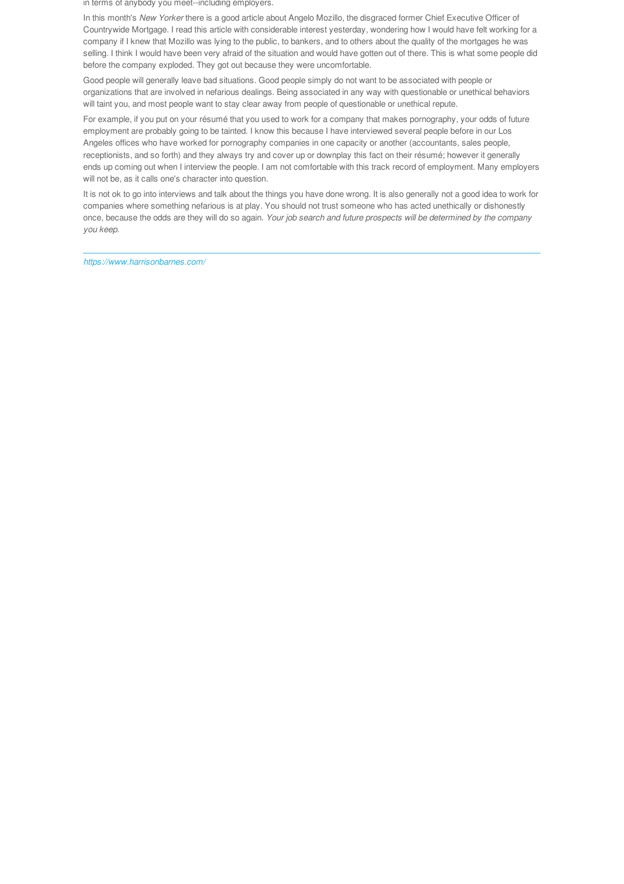in terms of anybody you meet--including employers.

In this month's *New Yorker* there is a good article about Angelo Mozillo, the disgraced former Chief Executive Officer of Countrywide Mortgage. I read this article with considerable interest yesterday, wondering how I would have felt working for a company if I knew that Mozillo was lying to the public, to bankers, and to others about the quality of the mortgages he was selling. I think I would have been very afraid of the situation and would have gotten out of there. This is what some people did before the company exploded. They got out because they were uncomfortable.

Good people will generally leave bad situations. Good people simply do not want to be associated with people or organizations that are involved in nefarious dealings. Being associated in any way with questionable or unethical behaviors will taint you, and most people want to stay clear away from people of questionable or unethical repute.

For example, if you put on your résumé that you used to work for a company that makes pornography, your odds of future employment are probably going to be tainted. I know this because I have interviewed several people before in our Los Angeles offices who have worked for pornography companies in one capacity or another (accountants, sales people, receptionists, and so forth) and they always try and cover up or downplay this fact on their résumé; however it generally ends up coming out when I interview the people. I am not comfortable with this track record of employment. Many employers will not be, as it calls one's character into question.

It is not ok to go into interviews and talk about the things you have done wrong. It is also generally not a good idea to work for companies where something nefarious is at play. You should not trust someone who has acted unethically or dishonestly once, because the odds are they will do so again. *Your job search and future prospects will be determined by the company you keep.*

---

*https://www.harrisonbarnes.com/*